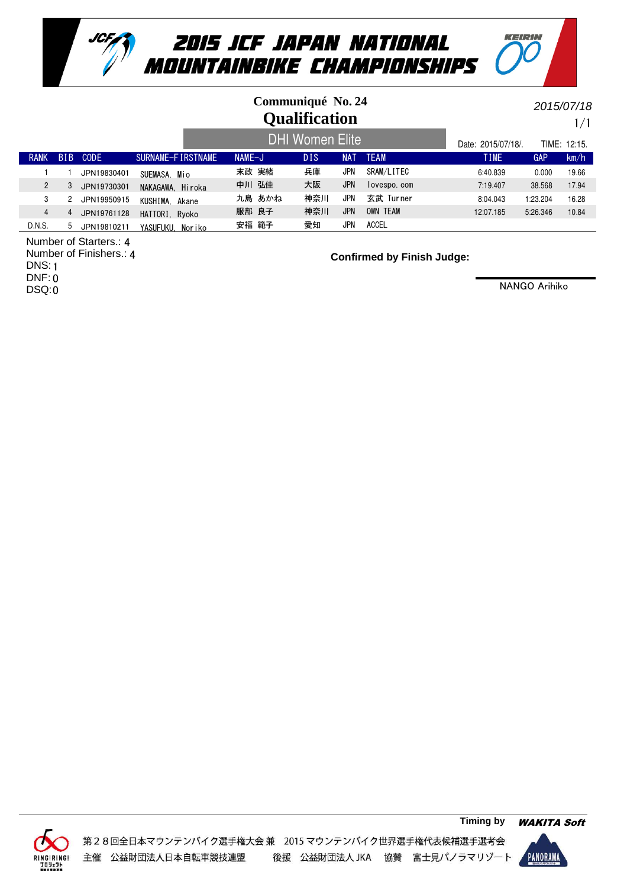# 2015 JCF JAPAN NATIONAL MOUNTAINBIKE CHAMPIONSHIPS

## Communiqué No. 24
## Qualification

2015/07/18

### DHI Women Elite

Date: 2015/07/18/. TIME: 12:15.

| RANK | BIB | CODE | SURNAME-FIRSTNAME | NAME-J | DIS | NAT | TEAM | TIME | GAP | km/h |
|---|---|---|---|---|---|---|---|---|---|---|
| 1 | 1 | JPN19830401 | SUEMASA, Mio | 末政 実緒 | 兵庫 | JPN | SRAM/LITEC | 6:40.839 | 0.000 | 19.66 |
| 2 | 3 | JPN19730301 | NAKAGAWA, Hiroka | 中川 弘佳 | 大阪 | JPN | lovespo.com | 7:19.407 | 38.568 | 17.94 |
| 3 | 2 | JPN19950915 | KUSHIMA, Akane | 九島 あかね | 神奈川 | JPN | 玄武 Turner | 8:04.043 | 1:23.204 | 16.28 |
| 4 | 4 | JPN19761128 | HATTORI, Ryoko | 服部 良子 | 神奈川 | JPN | OWN TEAM | 12:07.185 | 5:26.346 | 10.84 |
| D.N.S. | 5 | JPN19810211 | YASUFUKU, Noriko | 安福 範子 | 愛知 | JPN | ACCEL | | | |

Number of Starters.: 4
Number of Finishers.: 4
DNS: 1
DNF: 0
DSQ: 0

**Confirmed by Finish Judge:**

NANGO Arihiko

Timing by WAKITA Soft

第２８回全日本マウンテンバイク選手権大会 兼 2015 マウンテンバイク世界選手権代表候補選手選考会
主催 公益財団法人日本自転車競技連盟 後援 公益財団法人 JKA 協賛 富士見パノラマリゾート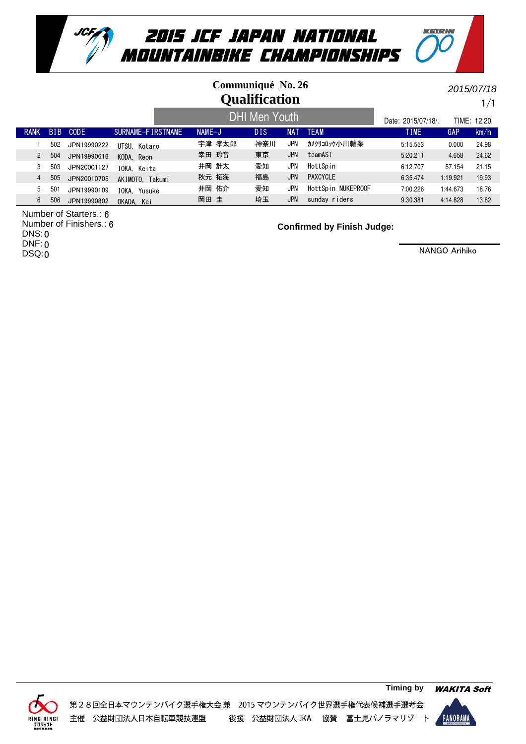# 2015 JCF JAPAN NATIONAL MOUNTAINBIKE CHAMPIONSHIPS

**Communiqué No. 26**

## Qualification

2015/07/18

### DHI Men Youth

Date: 2015/07/18/. TIME: 12:20.

| RANK | BIB | CODE | SURNAME-FIRSTNAME | NAME-J | DIS | NAT | TEAM | TIME | GAP | km/h |
|---|---|---|---|---|---|---|---|---|---|---|
| 1 | 502 | JPN19990222 | UTSU, Kotaro | 宇津 孝太郎 | 神奈川 | JPN | ｶﾒｸﾘｺﾛｯｹ小川輪業 | 5:15.553 | 0.000 | 24.98 |
| 2 | 504 | JPN19990616 | KODA, Reon | 幸田 玲音 | 東京 | JPN | teamAST | 5:20.211 | 4.658 | 24.62 |
| 3 | 503 | JPN20001127 | IOKA, Keita | 井岡 計太 | 愛知 | JPN | HottSpin | 6:12.707 | 57.154 | 21.15 |
| 4 | 505 | JPN20010705 | AKIMOTO, Takumi | 秋元 拓海 | 福島 | JPN | PAXCYCLE | 6:35.474 | 1:19.921 | 19.93 |
| 5 | 501 | JPN19990109 | IOKA, Yusuke | 井岡 佑介 | 愛知 | JPN | HottSpin NUKEPROOF | 7:00.226 | 1:44.673 | 18.76 |
| 6 | 506 | JPN19990802 | OKADA, Kei | 岡田 圭 | 埼玉 | JPN | sunday riders | 9:30.381 | 4:14.828 | 13.82 |

Number of Starters.: 6
Number of Finishers.: 6
DNS: 0
DNF: 0
DSQ: 0

**Confirmed by Finish Judge:**

NANGO Arihiko

Timing by *WAKITA Soft*

第２８回全日本マウンテンバイク選手権大会 兼 2015 マウンテンバイク世界選手権代表候補選手選考会
主催 公益財団法人日本自転車競技連盟 後援 公益財団法人 JKA 協賛 富士見パノラマリゾート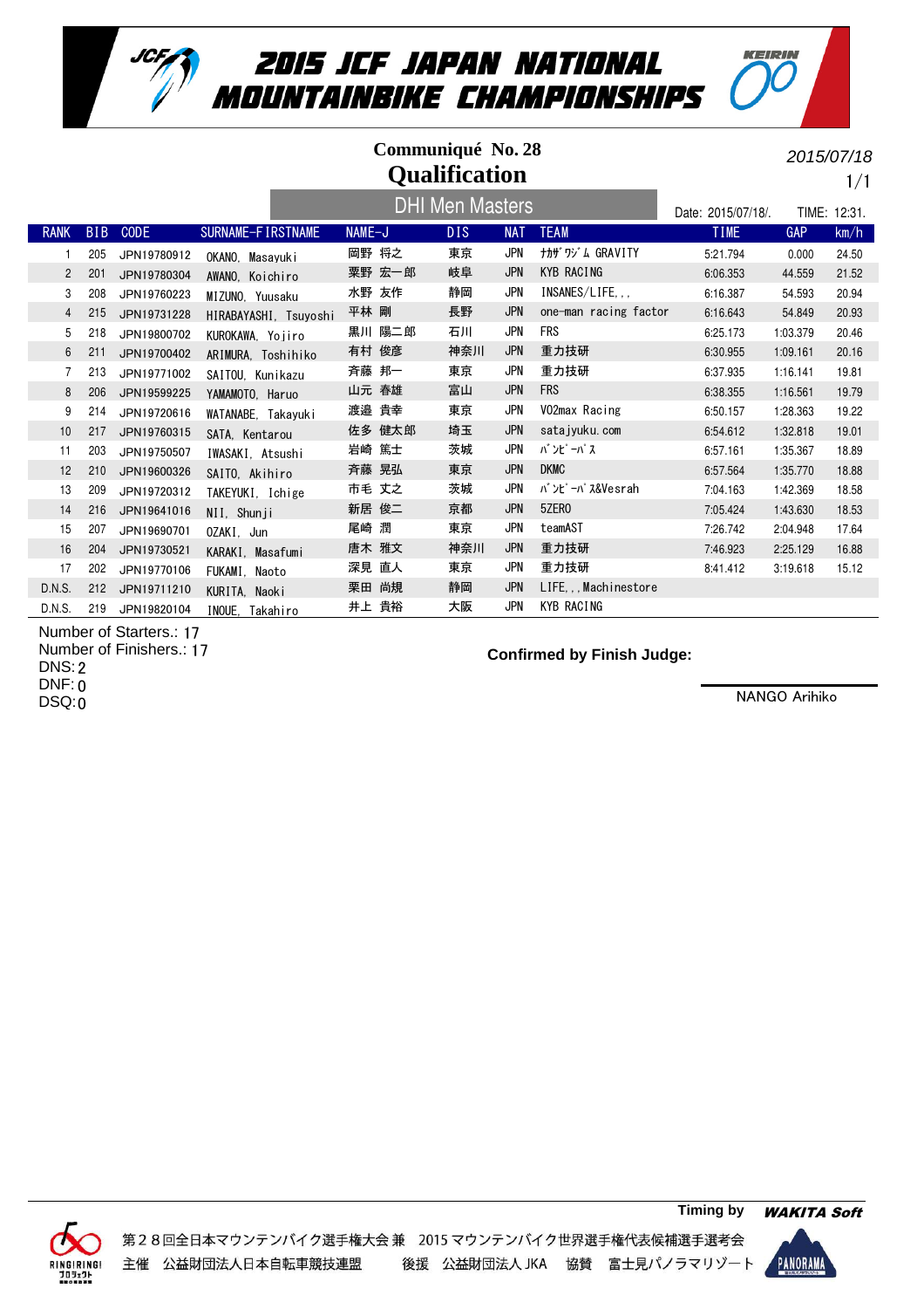# 2015 JCF JAPAN NATIONAL MOUNTAINBIKE CHAMPIONSHIPS

## Communiqué No. 28
## Qualification

2015/07/18

### DHI Men Masters

Date: 2015/07/18/. TIME: 12:31.

| RANK | BIB | CODE | SURNAME-FIRSTNAME | NAME-J | DIS | NAT | TEAM | TIME | GAP | km/h |
|---|---|---|---|---|---|---|---|---|---|---|
| 1 | 205 | JPN19780912 | OKANO, Masayuki | 岡野 将之 | 東京 | JPN | ﾅｶｻﾞﾜｼﾞﾑ GRAVITY | 5:21.794 | 0.000 | 24.50 |
| 2 | 201 | JPN19780304 | AWANO, Koichiro | 粟野 宏一郎 | 岐阜 | JPN | KYB RACING | 6:06.353 | 44.559 | 21.52 |
| 3 | 208 | JPN19760223 | MIZUNO, Yuusaku | 水野 友作 | 静岡 | JPN | INSANES/LIFE,., | 6:16.387 | 54.593 | 20.94 |
| 4 | 215 | JPN19731228 | HIRABAYASHI, Tsuyoshi | 平林 剛 | 長野 | JPN | one-man racing factor | 6:16.643 | 54.849 | 20.93 |
| 5 | 218 | JPN19800702 | KUROKAWA, Yojiro | 黒川 陽二郎 | 石川 | JPN | FRS | 6:25.173 | 1:03.379 | 20.46 |
| 6 | 211 | JPN19700402 | ARIMURA, Toshihiko | 有村 俊彦 | 神奈川 | JPN | 重力技研 | 6:30.955 | 1:09.161 | 20.16 |
| 7 | 213 | JPN19771002 | SAITOU, Kunikazu | 斉藤 邦一 | 東京 | JPN | 重力技研 | 6:37.935 | 1:16.141 | 19.81 |
| 8 | 206 | JPN19599225 | YAMAMOTO, Haruo | 山元 春雄 | 富山 | JPN | FRS | 6:38.355 | 1:16.561 | 19.79 |
| 9 | 214 | JPN19720616 | WATANABE, Takayuki | 渡邉 貴幸 | 東京 | JPN | VO2max Racing | 6:50.157 | 1:28.363 | 19.22 |
| 10 | 217 | JPN19760315 | SATA, Kentarou | 佐多 健太郎 | 埼玉 | JPN | satajyuku.com | 6:54.612 | 1:32.818 | 19.01 |
| 11 | 203 | JPN19750507 | IWASAKI, Atsushi | 岩崎 篤士 | 茨城 | JPN | ﾊﾞﾝﾋﾞｰﾊﾞｽ | 6:57.161 | 1:35.367 | 18.89 |
| 12 | 210 | JPN19600326 | SAITO, Akihiro | 斉藤 晃弘 | 東京 | JPN | DKMC | 6:57.564 | 1:35.770 | 18.88 |
| 13 | 209 | JPN19720312 | TAKEYUKI, Ichige | 市毛 丈之 | 茨城 | JPN | ﾊﾞﾝﾋﾞｰﾊﾞｽ&Vesrah | 7:04.163 | 1:42.369 | 18.58 |
| 14 | 216 | JPN19641016 | NII, Shunji | 新居 俊二 | 京都 | JPN | 5ZERO | 7:05.424 | 1:43.630 | 18.53 |
| 15 | 207 | JPN19690701 | OZAKI, Jun | 尾崎 潤 | 東京 | JPN | teamAST | 7:26.742 | 2:04.948 | 17.64 |
| 16 | 204 | JPN19730521 | KARAKI, Masafumi | 唐木 雅文 | 神奈川 | JPN | 重力技研 | 7:46.923 | 2:25.129 | 16.88 |
| 17 | 202 | JPN19770106 | FUKAMI, Naoto | 深見 直人 | 東京 | JPN | 重力技研 | 8:41.412 | 3:19.618 | 15.12 |
| D.N.S. | 212 | JPN19711210 | KURITA, Naoki | 栗田 尚規 | 静岡 | JPN | LIFE,.,Machinestore | | | |
| D.N.S. | 219 | JPN19820104 | INOUE, Takahiro | 井上 貴裕 | 大阪 | JPN | KYB RACING | | | |

Number of Starters.: 17
Number of Finishers.: 17
DNS: 2
DNF: 0
DSQ: 0

**Confirmed by Finish Judge:**

NANGO Arihiko

Timing by WAKITA Soft

第２８回全日本マウンテンバイク選手権大会 兼　2015 マウンテンバイク世界選手権代表候補選手選考会
主催　公益財団法人日本自転車競技連盟　　後援　公益財団法人 JKA　協賛　富士見パノラマリゾート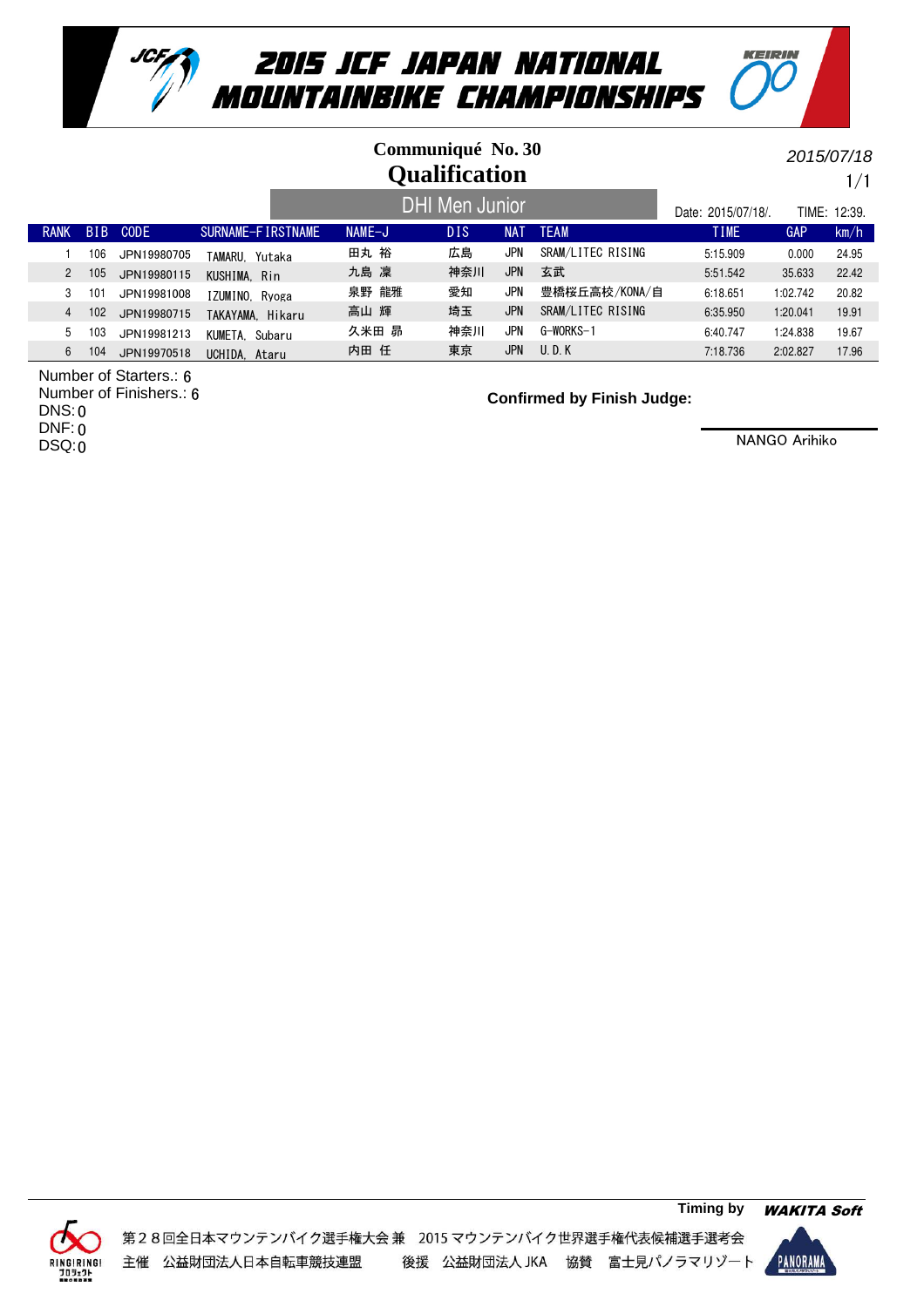# 2015 JCF JAPAN NATIONAL MOUNTAINBIKE CHAMPIONSHIPS

## Communiqué No. 30
## Qualification

2015/07/18

### DHI Men Junior

Date: 2015/07/18/. TIME: 12:39.

| RANK | BIB | CODE | SURNAME-FIRSTNAME | NAME-J | DIS | NAT | TEAM | TIME | GAP | km/h |
|---|---|---|---|---|---|---|---|---|---|---|
| 1 | 106 | JPN19980705 | TAMARU, Yutaka | 田丸 裕 | 広島 | JPN | SRAM/LITEC RISING | 5:15.909 | 0.000 | 24.95 |
| 2 | 105 | JPN19980115 | KUSHIMA, Rin | 九島 凜 | 神奈川 | JPN | 玄武 | 5:51.542 | 35.633 | 22.42 |
| 3 | 101 | JPN19981008 | IZUMINO, Ryoga | 泉野 龍雅 | 愛知 | JPN | 豊橋桜丘高校/KONA/自 | 6:18.651 | 1:02.742 | 20.82 |
| 4 | 102 | JPN19980715 | TAKAYAMA, Hikaru | 高山 輝 | 埼玉 | JPN | SRAM/LITEC RISING | 6:35.950 | 1:20.041 | 19.91 |
| 5 | 103 | JPN19981213 | KUMETA, Subaru | 久米田 昴 | 神奈川 | JPN | G-WORKS-1 | 6:40.747 | 1:24.838 | 19.67 |
| 6 | 104 | JPN19970518 | UCHIDA, Ataru | 内田 任 | 東京 | JPN | U.D.K | 7:18.736 | 2:02.827 | 17.96 |

Number of Starters.: 6
Number of Finishers.: 6
DNS: 0
DNF: 0
DSQ: 0

**Confirmed by Finish Judge:**

NANGO Arihiko

Timing by WAKITA Soft

第２８回全日本マウンテンバイク選手権大会 兼　2015 マウンテンバイク世界選手権代表候補選手選考会
主催　公益財団法人日本自転車競技連盟　　後援　公益財団法人 JKA　　協賛　富士見パノラマリゾート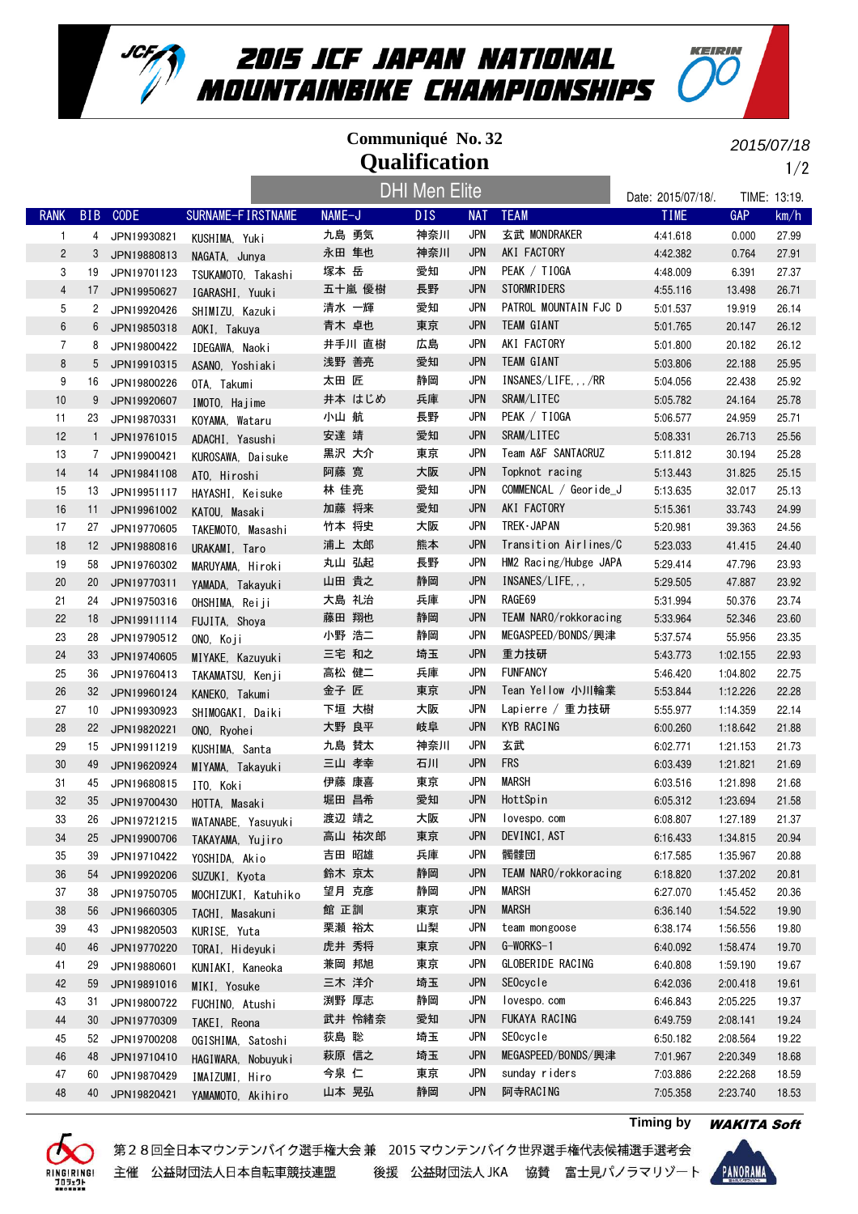# 2015 JCF JAPAN NATIONAL MOUNTAINBIKE CHAMPIONSHIPS

## Communiqué No. 32
## Qualification

2015/07/18

### DHI Men Elite

Date: 2015/07/18/.　TIME: 13:19.

| RANK | BIB | CODE | SURNAME-FIRSTNAME | NAME-J | DIS | NAT | TEAM | TIME | GAP | km/h |
|---|---|---|---|---|---|---|---|---|---|---|
| 1 | 4 | JPN19930821 | KUSHIMA, Yuki | 九島 勇気 | 神奈川 | JPN | 玄武 MONDRAKER | 4:41.618 | 0.000 | 27.99 |
| 2 | 3 | JPN19880813 | NAGATA, Junya | 永田 隼也 | 神奈川 | JPN | AKI FACTORY | 4:42.382 | 0.764 | 27.91 |
| 3 | 19 | JPN19701123 | TSUKAMOTO, Takashi | 塚本 岳 | 愛知 | JPN | PEAK / TIOGA | 4:48.009 | 6.391 | 27.37 |
| 4 | 17 | JPN19950627 | IGARASHI, Yuuki | 五十嵐 優樹 | 長野 | JPN | STORMRIDERS | 4:55.116 | 13.498 | 26.71 |
| 5 | 2 | JPN19920426 | SHIMIZU, Kazuki | 清水 一輝 | 愛知 | JPN | PATROL MOUNTAIN FJC D | 5:01.537 | 19.919 | 26.14 |
| 6 | 6 | JPN19850318 | AOKI, Takuya | 青木 卓也 | 東京 | JPN | TEAM GIANT | 5:01.765 | 20.147 | 26.12 |
| 7 | 8 | JPN19800422 | IDEGAWA, Naoki | 井手川 直樹 | 広島 | JPN | AKI FACTORY | 5:01.800 | 20.182 | 26.12 |
| 8 | 5 | JPN19910315 | ASANO, Yoshiaki | 浅野 善亮 | 愛知 | JPN | TEAM GIANT | 5:03.806 | 22.188 | 25.95 |
| 9 | 16 | JPN19800226 | OTA, Takumi | 太田 匠 | 静岡 | JPN | INSANES/LIFE,,,/RR | 5:04.056 | 22.438 | 25.92 |
| 10 | 9 | JPN19920607 | IMOTO, Hajime | 井本 はじめ | 兵庫 | JPN | SRAM/LITEC | 5:05.782 | 24.164 | 25.78 |
| 11 | 23 | JPN19870331 | KOYAMA, Wataru | 小山 航 | 長野 | JPN | PEAK / TIOGA | 5:06.577 | 24.959 | 25.71 |
| 12 | 1 | JPN19761015 | ADACHI, Yasushi | 安達 靖 | 愛知 | JPN | SRAM/LITEC | 5:08.331 | 26.713 | 25.56 |
| 13 | 7 | JPN19900421 | KUROSAWA, Daisuke | 黒沢 大介 | 東京 | JPN | Team A&F SANTACRUZ | 5:11.812 | 30.194 | 25.28 |
| 14 | 14 | JPN19841108 | ATO, Hiroshi | 阿藤 寛 | 大阪 | JPN | Topknot racing | 5:13.443 | 31.825 | 25.15 |
| 15 | 13 | JPN19951117 | HAYASHI, Keisuke | 林 佳亮 | 愛知 | JPN | COMMENCAL / Georide_J | 5:13.635 | 32.017 | 25.13 |
| 16 | 11 | JPN19961002 | KATOU, Masaki | 加藤 将来 | 愛知 | JPN | AKI FACTORY | 5:15.361 | 33.743 | 24.99 |
| 17 | 27 | JPN19770605 | TAKEMOTO, Masashi | 竹本 将史 | 大阪 | JPN | TREK・JAPAN | 5:20.981 | 39.363 | 24.56 |
| 18 | 12 | JPN19880816 | URAKAMI, Taro | 浦上 太郎 | 熊本 | JPN | Transition Airlines/C | 5:23.033 | 41.415 | 24.40 |
| 19 | 58 | JPN19760302 | MARUYAMA, Hiroki | 丸山 弘起 | 長野 | JPN | HM2 Racing/Hubge JAPA | 5:29.414 | 47.796 | 23.93 |
| 20 | 20 | JPN19770311 | YAMADA, Takayuki | 山田 貴之 | 静岡 | JPN | INSANES/LIFE,, | 5:29.505 | 47.887 | 23.92 |
| 21 | 24 | JPN19750316 | OHSHIMA, Reiji | 大島 礼治 | 兵庫 | JPN | RAGE69 | 5:31.994 | 50.376 | 23.74 |
| 22 | 18 | JPN19911114 | FUJITA, Shoya | 藤田 翔也 | 静岡 | JPN | TEAM NARO/rokkoracing | 5:33.964 | 52.346 | 23.60 |
| 23 | 28 | JPN19790512 | ONO, Koji | 小野 浩二 | 静岡 | JPN | MEGASPEED/BONDS/興津 | 5:37.574 | 55.956 | 23.35 |
| 24 | 33 | JPN19740605 | MIYAKE, Kazuyuki | 三宅 和之 | 埼玉 | JPN | 重力技研 | 5:43.773 | 1:02.155 | 22.93 |
| 25 | 36 | JPN19760413 | TAKAMATSU, Kenji | 高松 健二 | 兵庫 | JPN | FUNFANCY | 5:46.420 | 1:04.802 | 22.75 |
| 26 | 32 | JPN19960124 | KANEKO, Takumi | 金子 匠 | 東京 | JPN | Tean Yellow 小川輪業 | 5:53.844 | 1:12.226 | 22.28 |
| 27 | 10 | JPN19930923 | SHIMOGAKI, Daiki | 下垣 大樹 | 大阪 | JPN | Lapierre / 重力技研 | 5:55.977 | 1:14.359 | 22.14 |
| 28 | 22 | JPN19820221 | ONO, Ryohei | 大野 良平 | 岐阜 | JPN | KYB RACING | 6:00.260 | 1:18.642 | 21.88 |
| 29 | 15 | JPN19911219 | KUSHIMA, Santa | 九島 賛太 | 神奈川 | JPN | 玄武 | 6:02.771 | 1:21.153 | 21.73 |
| 30 | 49 | JPN19620924 | MIYAMA, Takayuki | 三山 孝幸 | 石川 | JPN | FRS | 6:03.439 | 1:21.821 | 21.69 |
| 31 | 45 | JPN19680815 | ITO, Koki | 伊藤 康喜 | 東京 | JPN | MARSH | 6:03.516 | 1:21.898 | 21.68 |
| 32 | 35 | JPN19700430 | HOTTA, Masaki | 堀田 昌希 | 愛知 | JPN | HottSpin | 6:05.312 | 1:23.694 | 21.58 |
| 33 | 26 | JPN19721215 | WATANABE, Yasuyuki | 渡辺 靖之 | 大阪 | JPN | lovespo.com | 6:08.807 | 1:27.189 | 21.37 |
| 34 | 25 | JPN19900706 | TAKAYAMA, Yujiro | 高山 祐次郎 | 東京 | JPN | DEVINCI,AST | 6:16.433 | 1:34.815 | 20.94 |
| 35 | 39 | JPN19710422 | YOSHIDA, Akio | 吉田 昭雄 | 兵庫 | JPN | 髑髏団 | 6:17.585 | 1:35.967 | 20.88 |
| 36 | 54 | JPN19920206 | SUZUKI, Kyota | 鈴木 京太 | 静岡 | JPN | TEAM NARO/rokkoracing | 6:18.820 | 1:37.202 | 20.81 |
| 37 | 38 | JPN19750705 | MOCHIZUKI, Katuhiko | 望月 克彦 | 静岡 | JPN | MARSH | 6:27.070 | 1:45.452 | 20.36 |
| 38 | 56 | JPN19660305 | TACHI, Masakuni | 館 正訓 | 東京 | JPN | MARSH | 6:36.140 | 1:54.522 | 19.90 |
| 39 | 43 | JPN19820503 | KURISE, Yuta | 栗瀬 裕太 | 山梨 | JPN | team mongoose | 6:38.174 | 1:56.556 | 19.80 |
| 40 | 46 | JPN19770220 | TORAI, Hideyuki | 虎井 秀将 | 東京 | JPN | G-WORKS-1 | 6:40.092 | 1:58.474 | 19.70 |
| 41 | 29 | JPN19880601 | KUNIAKI, Kaneoka | 兼岡 邦旭 | 東京 | JPN | GLOBERIDE RACING | 6:40.808 | 1:59.190 | 19.67 |
| 42 | 59 | JPN19891016 | MIKI, Yosuke | 三木 洋介 | 埼玉 | JPN | SEOcycle | 6:42.036 | 2:00.418 | 19.61 |
| 43 | 31 | JPN19800722 | FUCHINO, Atushi | 渕野 厚志 | 静岡 | JPN | lovespo.com | 6:46.843 | 2:05.225 | 19.37 |
| 44 | 30 | JPN19770309 | TAKEI, Reona | 武井 怜緒奈 | 愛知 | JPN | FUKAYA RACING | 6:49.759 | 2:08.141 | 19.24 |
| 45 | 52 | JPN19700208 | OGISHIMA, Satoshi | 荻島 聡 | 埼玉 | JPN | SEOcycle | 6:50.182 | 2:08.564 | 19.22 |
| 46 | 48 | JPN19710410 | HAGIWARA, Nobuyuki | 萩原 信之 | 埼玉 | JPN | MEGASPEED/BONDS/興津 | 7:01.967 | 2:20.349 | 18.68 |
| 47 | 60 | JPN19870429 | IMAIZUMI, Hiro | 今泉 仁 | 東京 | JPN | sunday riders | 7:03.886 | 2:22.268 | 18.59 |
| 48 | 40 | JPN19820421 | YAMAMOTO, Akihiro | 山本 晃弘 | 静岡 | JPN | 阿寺RACING | 7:05.358 | 2:23.740 | 18.53 |

Timing by WAKITA Soft

第２８回全日本マウンテンバイク選手権大会 兼　2015 マウンテンバイク世界選手権代表候補選手選考会
主催　公益財団法人日本自転車競技連盟　　後援　公益財団法人 JKA　　協賛　富士見パノラマリゾート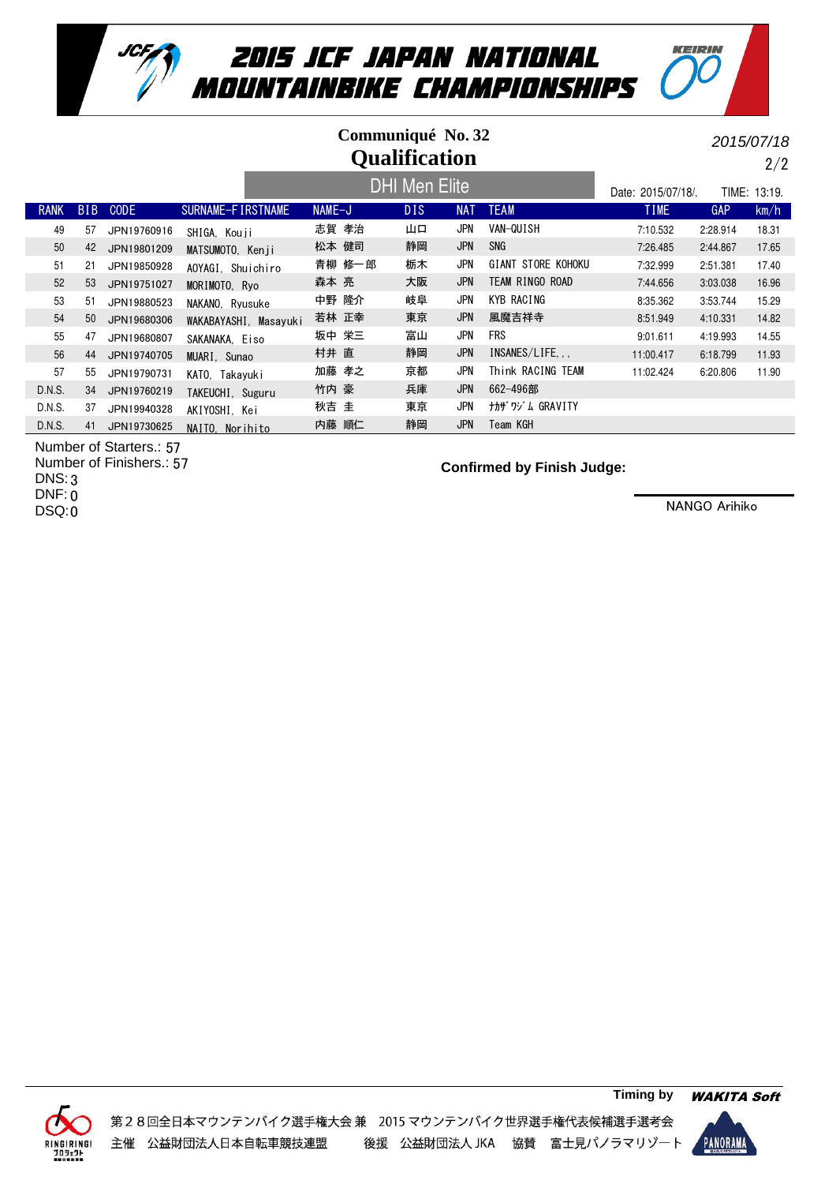# 2015 JCF JAPAN NATIONAL MOUNTAINBIKE CHAMPIONSHIPS

## Communiqué No. 32
## Qualification

2015/07/18

### DHI Men Elite

Date: 2015/07/18/. TIME: 13:19.

| RANK | BIB | CODE | SURNAME-FIRSTNAME | NAME-J | DIS | NAT | TEAM | TIME | GAP | km/h |
|---|---|---|---|---|---|---|---|---|---|---|
| 49 | 57 | JPN19760916 | SHIGA, Kouji | 志賀 孝治 | 山口 | JPN | VAN-QUISH | 7:10.532 | 2:28.914 | 18.31 |
| 50 | 42 | JPN19801209 | MATSUMOTO, Kenji | 松本 健司 | 静岡 | JPN | SNG | 7:26.485 | 2:44.867 | 17.65 |
| 51 | 21 | JPN19850928 | AOYAGI, Shuichiro | 青柳 修一郎 | 栃木 | JPN | GIANT STORE KOHOKU | 7:32.999 | 2:51.381 | 17.40 |
| 52 | 53 | JPN19751027 | MORIMOTO, Ryo | 森本 亮 | 大阪 | JPN | TEAM RINGO ROAD | 7:44.656 | 3:03.038 | 16.96 |
| 53 | 51 | JPN19880523 | NAKANO, Ryusuke | 中野 隆介 | 岐阜 | JPN | KYB RACING | 8:35.362 | 3:53.744 | 15.29 |
| 54 | 50 | JPN19680306 | WAKABAYASHI, Masayuki | 若林 正幸 | 東京 | JPN | 風魔吉祥寺 | 8:51.949 | 4:10.331 | 14.82 |
| 55 | 47 | JPN19680807 | SAKANAKA, Eiso | 坂中 栄三 | 富山 | JPN | FRS | 9:01.611 | 4:19.993 | 14.55 |
| 56 | 44 | JPN19740705 | MUARI, Sunao | 村井 直 | 静岡 | JPN | INSANES/LIFE,,, | 11:00.417 | 6:18.799 | 11.93 |
| 57 | 55 | JPN19790731 | KATO, Takayuki | 加藤 孝之 | 京都 | JPN | Think RACING TEAM | 11:02.424 | 6:20.806 | 11.90 |
| D.N.S. | 34 | JPN19760219 | TAKEUCHI, Suguru | 竹内 豪 | 兵庫 | JPN | 662-496部 | | | |
| D.N.S. | 37 | JPN19940328 | AKIYOSHI, Kei | 秋吉 圭 | 東京 | JPN | ﾅｶﾞﾜｼﾞﾑ GRAVITY | | | |
| D.N.S. | 41 | JPN19730625 | NAITO, Norihito | 内藤 順仁 | 静岡 | JPN | Team KGH | | | |

Number of Starters.: 57
Number of Finishers.: 57
DNS: 3
DNF: 0
DSQ: 0

**Confirmed by Finish Judge:**

NANGO Arihiko

Timing by WAKITA Soft

第２８回全日本マウンテンバイク選手権大会 兼 2015 マウンテンバイク世界選手権代表候補選手選考会
主催 公益財団法人日本自転車競技連盟 後援 公益財団法人 JKA 協賛 富士見パノラマリゾート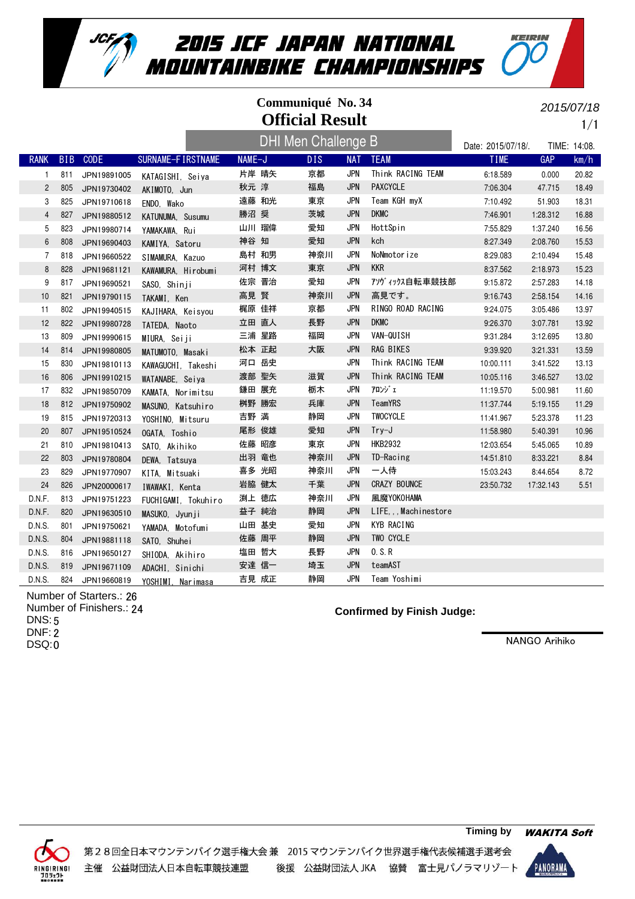# 2015 JCF JAPAN NATIONAL MOUNTAINBIKE CHAMPIONSHIPS

**Communiqué No. 34**

**Official Result**

2015/07/18

## DHI Men Challenge B

Date: 2015/07/18/. TIME: 14:08.

| RANK | BIB | CODE | SURNAME-FIRSTNAME | NAME-J | DIS | NAT | TEAM | TIME | GAP | km/h |
|---|---|---|---|---|---|---|---|---|---|---|
| 1 | 811 | JPN19891005 | KATAGISHI, Seiya | 片岸 晴矢 | 京都 | JPN | Think RACING TEAM | 6:18.589 | 0.000 | 20.82 |
| 2 | 805 | JPN19730402 | AKIMOTO, Jun | 秋元 淳 | 福島 | JPN | PAXCYCLE | 7:06.304 | 47.715 | 18.49 |
| 3 | 825 | JPN19710618 | ENDO, Wako | 遠藤 和光 | 東京 | JPN | Team KGH myX | 7:10.492 | 51.903 | 18.31 |
| 4 | 827 | JPN19880512 | KATUNUMA, Susumu | 勝沼 奨 | 茨城 | JPN | DKMC | 7:46.901 | 1:28.312 | 16.88 |
| 5 | 823 | JPN19980714 | YAMAKAWA, Rui | 山川 瑠偉 | 愛知 | JPN | HottSpin | 7:55.829 | 1:37.240 | 16.56 |
| 6 | 808 | JPN19690403 | KAMIYA, Satoru | 神谷 知 | 愛知 | JPN | kch | 8:27.349 | 2:08.760 | 15.53 |
| 7 | 818 | JPN19660522 | SIMAMURA, Kazuo | 島村 和男 | 神奈川 | JPN | NoNmotorize | 8:29.083 | 2:10.494 | 15.48 |
| 8 | 828 | JPN19681121 | KAWAMURA, Hirobumi | 河村 博文 | 東京 | JPN | KKR | 8:37.562 | 2:18.973 | 15.23 |
| 9 | 817 | JPN19690521 | SASO, Shinji | 佐宗 晋治 | 愛知 | JPN | ｱｿﾞｲｯｸｽ自転車競技部 | 9:15.872 | 2:57.283 | 14.18 |
| 10 | 821 | JPN19790115 | TAKAMI, Ken | 高見 賢 | 神奈川 | JPN | 高見です。 | 9:16.743 | 2:58.154 | 14.16 |
| 11 | 802 | JPN19940515 | KAJIHARA, Keisyou | 梶原 佳祥 | 京都 | JPN | RINGO ROAD RACING | 9:24.075 | 3:05.486 | 13.97 |
| 12 | 822 | JPN19980728 | TATEDA, Naoto | 立田 直人 | 長野 | JPN | DKMC | 9:26.370 | 3:07.781 | 13.92 |
| 13 | 809 | JPN19990615 | MIURA, Seiji | 三浦 星路 | 福岡 | JPN | VAN-QUISH | 9:31.284 | 3:12.695 | 13.80 |
| 14 | 814 | JPN19980805 | MATUMOTO, Masaki | 松本 正起 | 大阪 | JPN | RAG BIKES | 9:39.920 | 3:21.331 | 13.59 |
| 15 | 830 | JPN19810113 | KAWAGUCHI, Takeshi | 河口 岳史 | | JPN | Think RACING TEAM | 10:00.111 | 3:41.522 | 13.13 |
| 16 | 806 | JPN19910215 | WATANABE, Seiya | 渡部 聖矢 | 滋賀 | JPN | Think RACING TEAM | 10:05.116 | 3:46.527 | 13.02 |
| 17 | 832 | JPN19850709 | KAMATA, Norimitsu | 鎌田 展充 | 栃木 | JPN | ｱﾛﾝｼﾞｪ | 11:19.570 | 5:00.981 | 11.60 |
| 18 | 812 | JPN19750902 | MASUNO, Katsuhiro | 桝野 勝宏 | 兵庫 | JPN | TeamYRS | 11:37.744 | 5:19.155 | 11.29 |
| 19 | 815 | JPN19720313 | YOSHINO, Mitsuru | 吉野 満 | 静岡 | JPN | TWOCYCLE | 11:41.967 | 5:23.378 | 11.23 |
| 20 | 807 | JPN19510524 | OGATA, Toshio | 尾形 俊雄 | 愛知 | JPN | Try-J | 11:58.980 | 5:40.391 | 10.96 |
| 21 | 810 | JPN19810413 | SATO, Akihiko | 佐藤 昭彦 | 東京 | JPN | HKB2932 | 12:03.654 | 5:45.065 | 10.89 |
| 22 | 803 | JPN19780804 | DEWA, Tatsuya | 出羽 竜也 | 神奈川 | JPN | TD-Racing | 14:51.810 | 8:33.221 | 8.84 |
| 23 | 829 | JPN19770907 | KITA, Mitsuaki | 喜多 光昭 | 神奈川 | JPN | 一人侍 | 15:03.243 | 8:44.654 | 8.72 |
| 24 | 826 | JPN20000617 | IWAWAKI, Kenta | 岩脇 健太 | 千葉 | JPN | CRAZY BOUNCE | 23:50.732 | 17:32.143 | 5.51 |
| D.N.F. | 813 | JPN19751223 | FUCHIGAMI, Tokuhiro | 渕上 徳広 | 神奈川 | JPN | 風魔YOKOHAMA | | | |
| D.N.F. | 820 | JPN19630510 | MASUKO, Jyunji | 益子 純治 | 静岡 | JPN | LIFE,,,Machinestore | | | |
| D.N.S. | 801 | JPN19750621 | YAMADA, Motofumi | 山田 基史 | 愛知 | JPN | KYB RACING | | | |
| D.N.S. | 804 | JPN19881118 | SATO, Shuhei | 佐藤 周平 | 静岡 | JPN | TWO CYCLE | | | |
| D.N.S. | 816 | JPN19650127 | SHIODA, Akihiro | 塩田 哲大 | 長野 | JPN | O.S.R | | | |
| D.N.S. | 819 | JPN19671109 | ADACHI, Sinichi | 安達 信一 | 埼玉 | JPN | teamAST | | | |
| D.N.S. | 824 | JPN19660819 | YOSHIMI, Narimasa | 吉見 成正 | 静岡 | JPN | Team Yoshimi | | | |

Number of Starters.: 26
Number of Finishers.: 24
DNS: 5
DNF: 2
DSQ: 0

**Confirmed by Finish Judge:**

NANGO Arihiko

Timing by WAKITA Soft

第２８回全日本マウンテンバイク選手権大会 兼 2015 マウンテンバイク世界選手権代表候補選手選考会
主催 公益財団法人日本自転車競技連盟 後援 公益財団法人 JKA 協賛 富士見パノラマリゾート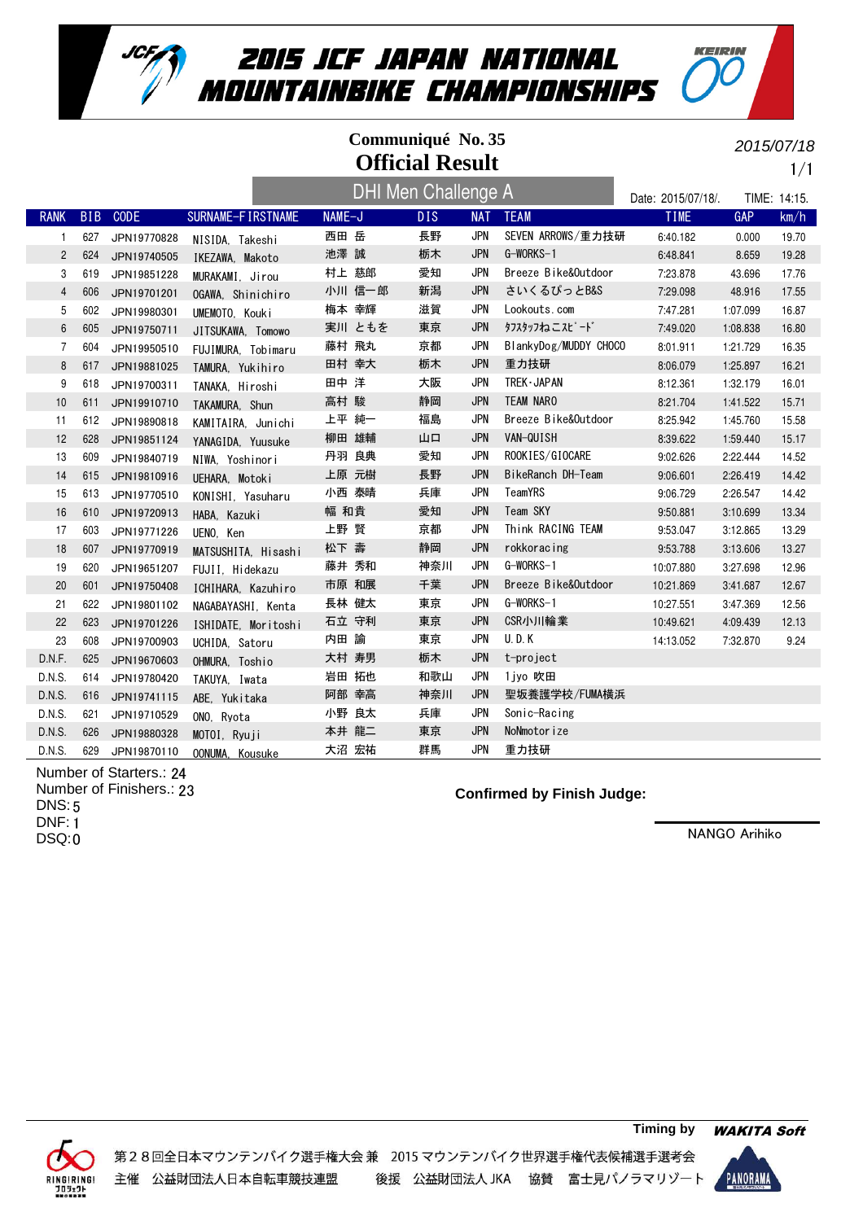# 2015 JCF JAPAN NATIONAL MOUNTAINBIKE CHAMPIONSHIPS

**Communiqué No. 35**

## Official Result

2015/07/18

### DHI Men Challenge A

Date: 2015/07/18/. TIME: 14:15.

| RANK | BIB | CODE | SURNAME-FIRSTNAME | NAME-J | DIS | NAT | TEAM | TIME | GAP | km/h |
|---|---|---|---|---|---|---|---|---|---|---|
| 1 | 627 | JPN19770828 | NISIDA, Takeshi | 西田 岳 | 長野 | JPN | SEVEN ARROWS/重力技研 | 6:40.182 | 0.000 | 19.70 |
| 2 | 624 | JPN19740505 | IKEZAWA, Makoto | 池澤 誠 | 栃木 | JPN | G-WORKS-1 | 6:48.841 | 8.659 | 19.28 |
| 3 | 619 | JPN19851228 | MURAKAMI, Jirou | 村上 慈郎 | 愛知 | JPN | Breeze Bike&Outdoor | 7:23.878 | 43.696 | 17.76 |
| 4 | 606 | JPN19701201 | OGAWA, Shinichiro | 小川 信一郎 | 新潟 | JPN | さいくるぴっとB&S | 7:29.098 | 48.916 | 17.55 |
| 5 | 602 | JPN19980301 | UMEMOTO, Kouki | 梅本 幸輝 | 滋賀 | JPN | Lookouts.com | 7:47.281 | 1:07.099 | 16.87 |
| 6 | 605 | JPN19750711 | JITSUKAWA, Tomowo | 実川 ともを | 東京 | JPN | ﾀﾌｽﾀｯﾌねこスピード | 7:49.020 | 1:08.838 | 16.80 |
| 7 | 604 | JPN19950510 | FUJIMURA, Tobimaru | 藤村 飛丸 | 京都 | JPN | BlankyDog/MUDDY CHOCO | 8:01.911 | 1:21.729 | 16.35 |
| 8 | 617 | JPN19881025 | TAMURA, Yukihiro | 田村 幸大 | 栃木 | JPN | 重力技研 | 8:06.079 | 1:25.897 | 16.21 |
| 9 | 618 | JPN19700311 | TANAKA, Hiroshi | 田中 洋 | 大阪 | JPN | TREK・JAPAN | 8:12.361 | 1:32.179 | 16.01 |
| 10 | 611 | JPN19910710 | TAKAMURA, Shun | 高村 駿 | 静岡 | JPN | TEAM NARO | 8:21.704 | 1:41.522 | 15.71 |
| 11 | 612 | JPN19890818 | KAMITAIRA, Junichi | 上平 純一 | 福島 | JPN | Breeze Bike&Outdoor | 8:25.942 | 1:45.760 | 15.58 |
| 12 | 628 | JPN19851124 | YANAGIDA, Yuusuke | 柳田 雄輔 | 山口 | JPN | VAN-QUISH | 8:39.622 | 1:59.440 | 15.17 |
| 13 | 609 | JPN19840719 | NIWA, Yoshinori | 丹羽 良典 | 愛知 | JPN | ROOKIES/GIOCARE | 9:02.626 | 2:22.444 | 14.52 |
| 14 | 615 | JPN19810916 | UEHARA, Motoki | 上原 元樹 | 長野 | JPN | BikeRanch DH-Team | 9:06.601 | 2:26.419 | 14.42 |
| 15 | 613 | JPN19770510 | KONISHI, Yasuharu | 小西 泰晴 | 兵庫 | JPN | TeamYRS | 9:06.729 | 2:26.547 | 14.42 |
| 16 | 610 | JPN19720913 | HABA, Kazuki | 幅 和貴 | 愛知 | JPN | Team SKY | 9:50.881 | 3:10.699 | 13.34 |
| 17 | 603 | JPN19771226 | UENO, Ken | 上野 賢 | 京都 | JPN | Think RACING TEAM | 9:53.047 | 3:12.865 | 13.29 |
| 18 | 607 | JPN19770919 | MATSUSHITA, Hisashi | 松下 壽 | 静岡 | JPN | rokkoracing | 9:53.788 | 3:13.606 | 13.27 |
| 19 | 620 | JPN19651207 | FUJII, Hidekazu | 藤井 秀和 | 神奈川 | JPN | G-WORKS-1 | 10:07.880 | 3:27.698 | 12.96 |
| 20 | 601 | JPN19750408 | ICHIHARA, Kazuhiro | 市原 和展 | 千葉 | JPN | Breeze Bike&Outdoor | 10:21.869 | 3:41.687 | 12.67 |
| 21 | 622 | JPN19801102 | NAGABAYASHI, Kenta | 長林 健太 | 東京 | JPN | G-WORKS-1 | 10:27.551 | 3:47.369 | 12.56 |
| 22 | 623 | JPN19701226 | ISHIDATE, Moritoshi | 石立 守利 | 東京 | JPN | CSR小川輪業 | 10:49.621 | 4:09.439 | 12.13 |
| 23 | 608 | JPN19700903 | UCHIDA, Satoru | 内田 諭 | 東京 | JPN | U.D.K | 14:13.052 | 7:32.870 | 9.24 |
| D.N.F. | 625 | JPN19670603 | OHMURA, Toshio | 大村 寿男 | 栃木 | JPN | t-project | | | |
| D.N.S. | 614 | JPN19780420 | TAKUYA, Iwata | 岩田 拓也 | 和歌山 | JPN | 1jyo 吹田 | | | |
| D.N.S. | 616 | JPN19741115 | ABE, Yukitaka | 阿部 幸高 | 神奈川 | JPN | 聖坂養護学校/FUMA横浜 | | | |
| D.N.S. | 621 | JPN19710529 | ONO, Ryota | 小野 良太 | 兵庫 | JPN | Sonic-Racing | | | |
| D.N.S. | 626 | JPN19880328 | MOTOI, Ryuji | 本井 龍二 | 東京 | JPN | NoNmotorize | | | |
| D.N.S. | 629 | JPN19870110 | OONUMA, Kousuke | 大沼 宏祐 | 群馬 | JPN | 重力技研 | | | |

Number of Starters.: 24
Number of Finishers.: 23
DNS: 5
DNF: 1
DSQ: 0

**Confirmed by Finish Judge:**

NANGO Arihiko

Timing by WAKITA Soft

第２８回全日本マウンテンバイク選手権大会 兼 2015 マウンテンバイク世界選手権代表候補選手選考会
主催 公益財団法人日本自転車競技連盟 後援 公益財団法人 JKA 協賛 富士見パノラマリゾート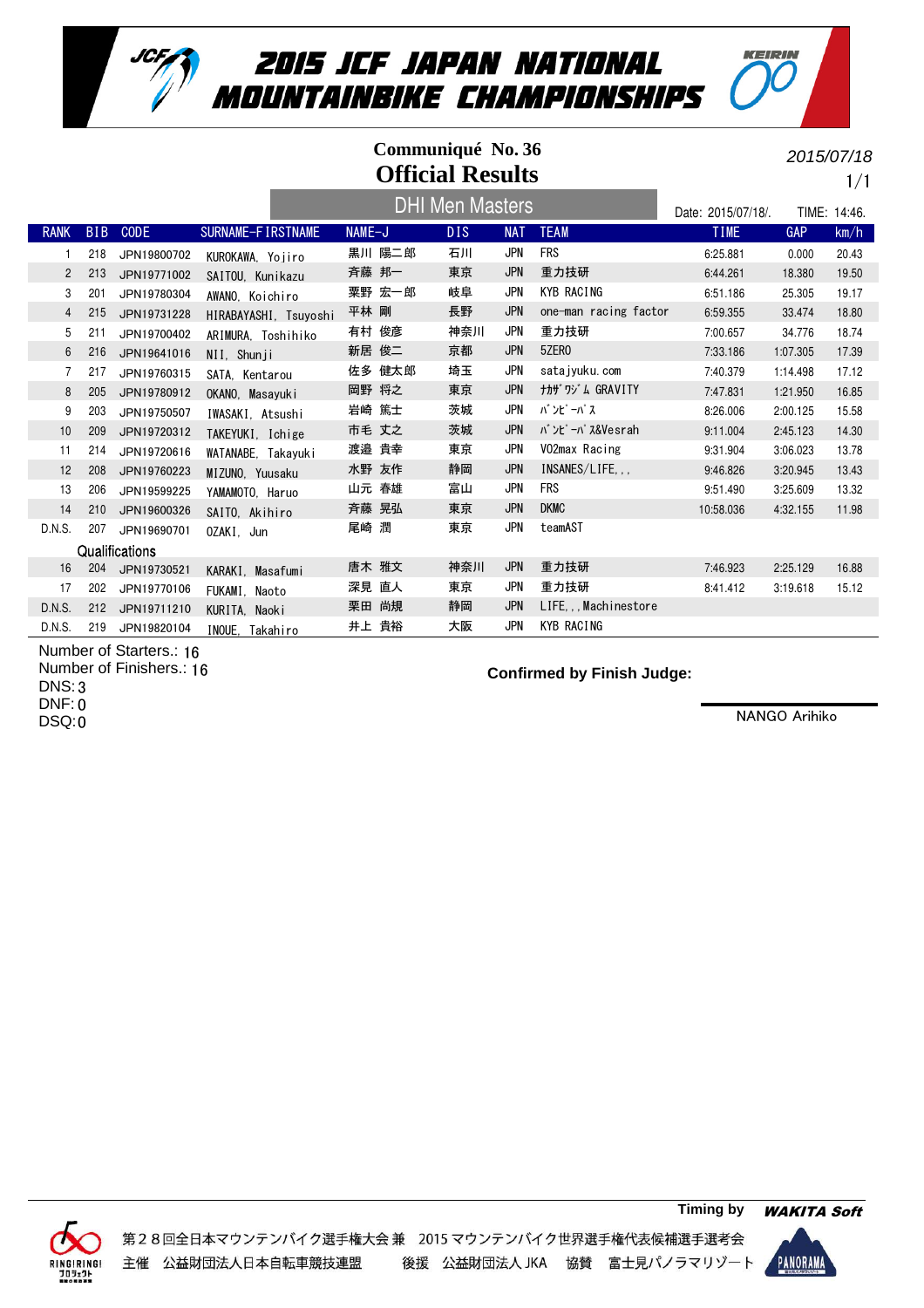# 2015 JCF JAPAN NATIONAL MOUNTAINBIKE CHAMPIONSHIPS

2015/07/18

## Communiqué No. 36
## Official Results

1/1

### DHI Men Masters

Date: 2015/07/18/. TIME: 14:46.

| RANK | BIB | CODE | SURNAME-FIRSTNAME | NAME-J | DIS | NAT | TEAM | TIME | GAP | km/h |
|---|---|---|---|---|---|---|---|---|---|---|
| 1 | 218 | JPN19800702 | KUROKAWA, Yojiro | 黒川 陽二郎 | 石川 | JPN | FRS | 6:25.881 | 0.000 | 20.43 |
| 2 | 213 | JPN19771002 | SAITOU, Kunikazu | 斉藤 邦一 | 東京 | JPN | 重力技研 | 6:44.261 | 18.380 | 19.50 |
| 3 | 201 | JPN19780304 | AWANO, Koichiro | 粟野 宏一郎 | 岐阜 | JPN | KYB RACING | 6:51.186 | 25.305 | 19.17 |
| 4 | 215 | JPN19731228 | HIRABAYASHI, Tsuyoshi | 平林 剛 | 長野 | JPN | one-man racing factor | 6:59.355 | 33.474 | 18.80 |
| 5 | 211 | JPN19700402 | ARIMURA, Toshihiko | 有村 俊彦 | 神奈川 | JPN | 重力技研 | 7:00.657 | 34.776 | 18.74 |
| 6 | 216 | JPN19641016 | NII, Shunji | 新居 俊二 | 京都 | JPN | 5ZERO | 7:33.186 | 1:07.305 | 17.39 |
| 7 | 217 | JPN19760315 | SATA, Kentarou | 佐多 健太郎 | 埼玉 | JPN | satajyuku.com | 7:40.379 | 1:14.498 | 17.12 |
| 8 | 205 | JPN19780912 | OKANO, Masayuki | 岡野 将之 | 東京 | JPN | ﾅｶｻﾞﾜｼﾞﾑ GRAVITY | 7:47.831 | 1:21.950 | 16.85 |
| 9 | 203 | JPN19750507 | IWASAKI, Atsushi | 岩崎 篤士 | 茨城 | JPN | ﾊﾞﾝﾋﾞｰﾊﾞｽ | 8:26.006 | 2:00.125 | 15.58 |
| 10 | 209 | JPN19720312 | TAKEYUKI, Ichige | 市毛 丈之 | 茨城 | JPN | ﾊﾞﾝﾋﾞｰﾊﾞｽ&Vesrah | 9:11.004 | 2:45.123 | 14.30 |
| 11 | 214 | JPN19720616 | WATANABE, Takayuki | 渡邉 貴幸 | 東京 | JPN | VO2max Racing | 9:31.904 | 3:06.023 | 13.78 |
| 12 | 208 | JPN19760223 | MIZUNO, Yuusaku | 水野 友作 | 静岡 | JPN | INSANES/LIFE,., | 9:46.826 | 3:20.945 | 13.43 |
| 13 | 206 | JPN19599225 | YAMAMOTO, Haruo | 山元 春雄 | 富山 | JPN | FRS | 9:51.490 | 3:25.609 | 13.32 |
| 14 | 210 | JPN19600326 | SAITO, Akihiro | 斉藤 晃弘 | 東京 | JPN | DKMC | 10:58.036 | 4:32.155 | 11.98 |
| D.N.S. | 207 | JPN19690701 | OZAKI, Jun | 尾崎 潤 | 東京 | JPN | teamAST | | | |
| Qualifications | | | | | | | | | | |
| 16 | 204 | JPN19730521 | KARAKI, Masafumi | 唐木 雅文 | 神奈川 | JPN | 重力技研 | 7:46.923 | 2:25.129 | 16.88 |
| 17 | 202 | JPN19770106 | FUKAMI, Naoto | 深見 直人 | 東京 | JPN | 重力技研 | 8:41.412 | 3:19.618 | 15.12 |
| D.N.S. | 212 | JPN19711210 | KURITA, Naoki | 栗田 尚規 | 静岡 | JPN | LIFE,.,Machinestore | | | |
| D.N.S. | 219 | JPN19820104 | INOUE, Takahiro | 井上 貴裕 | 大阪 | JPN | KYB RACING | | | |

Number of Starters.: 16
Number of Finishers.: 16
DNS: 3
DNF: 0
DSQ: 0

**Confirmed by Finish Judge:**

NANGO Arihiko

Timing by WAKITA Soft

第２８回全日本マウンテンバイク選手権大会 兼 2015 マウンテンバイク世界選手権代表候補選手選考会
主催 公益財団法人日本自転車競技連盟 後援 公益財団法人 JKA 協賛 富士見パノラマリゾート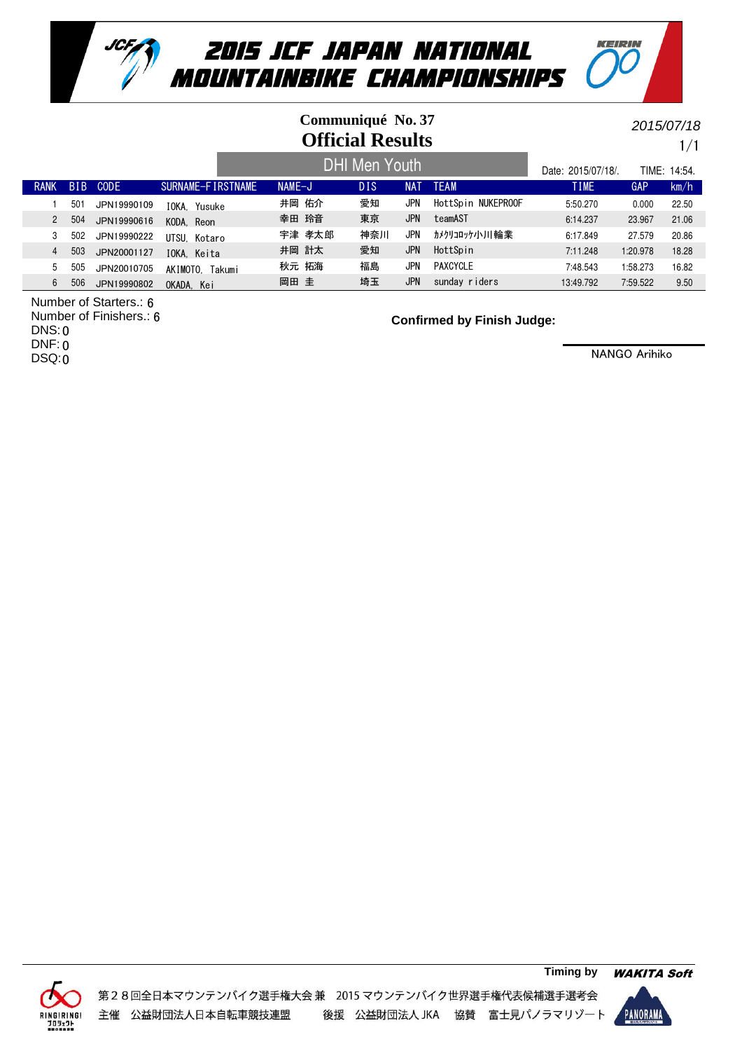# 2015 JCF JAPAN NATIONAL MOUNTAINBIKE CHAMPIONSHIPS

**Communiqué No. 37**

## Official Results

2015/07/18

### DHI Men Youth

Date: 2015/07/18/. TIME: 14:54.

| RANK | BIB | CODE | SURNAME-FIRSTNAME | NAME-J | DIS | NAT | TEAM | TIME | GAP | km/h |
|---|---|---|---|---|---|---|---|---|---|---|
| 1 | 501 | JPN19990109 | IOKA, Yusuke | 井岡 佑介 | 愛知 | JPN | HottSpin NUKEPROOF | 5:50.270 | 0.000 | 22.50 |
| 2 | 504 | JPN19990616 | KODA, Reon | 幸田 玲音 | 東京 | JPN | teamAST | 6:14.237 | 23.967 | 21.06 |
| 3 | 502 | JPN19990222 | UTSU, Kotaro | 宇津 孝太郎 | 神奈川 | JPN | ｶﾒｸﾘｺﾛｯｹ小川輪業 | 6:17.849 | 27.579 | 20.86 |
| 4 | 503 | JPN20001127 | IOKA, Keita | 井岡 計太 | 愛知 | JPN | HottSpin | 7:11.248 | 1:20.978 | 18.28 |
| 5 | 505 | JPN20010705 | AKIMOTO, Takumi | 秋元 拓海 | 福島 | JPN | PAXCYCLE | 7:48.543 | 1:58.273 | 16.82 |
| 6 | 506 | JPN19990802 | OKADA, Kei | 岡田 圭 | 埼玉 | JPN | sunday riders | 13:49.792 | 7:59.522 | 9.50 |

Number of Starters.: 6
Number of Finishers.: 6
DNS: 0
DNF: 0
DSQ: 0

**Confirmed by Finish Judge:**

NANGO Arihiko

Timing by WAKITA Soft

第２８回全日本マウンテンバイク選手権大会 兼　2015 マウンテンバイク世界選手権代表候補選手選考会
主催　公益財団法人日本自転車競技連盟　　後援　公益財団法人 JKA　協賛　富士見パノラマリゾート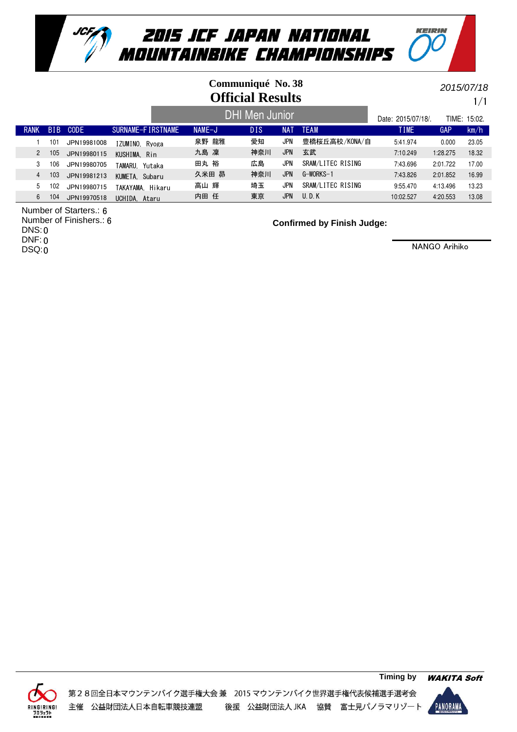# 2015 JCF JAPAN NATIONAL MOUNTAINBIKE CHAMPIONSHIPS

**Communiqué No. 38**

**Official Results**

2015/07/18

## DHI Men Junior

Date: 2015/07/18/. TIME: 15:02.

| RANK | BIB | CODE | SURNAME-FIRSTNAME | NAME-J | DIS | NAT | TEAM | TIME | GAP | km/h |
|---|---|---|---|---|---|---|---|---|---|---|
| 1 | 101 | JPN19981008 | IZUMINO, Ryoga | 泉野 龍雅 | 愛知 | JPN | 豊橋桜丘高校/KONA/自 | 5:41.974 | 0.000 | 23.05 |
| 2 | 105 | JPN19980115 | KUSHIMA, Rin | 九島 凜 | 神奈川 | JPN | 玄武 | 7:10.249 | 1:28.275 | 18.32 |
| 3 | 106 | JPN19980705 | TAMARU, Yutaka | 田丸 裕 | 広島 | JPN | SRAM/LITEC RISING | 7:43.696 | 2:01.722 | 17.00 |
| 4 | 103 | JPN19981213 | KUMETA, Subaru | 久米田 昴 | 神奈川 | JPN | G-WORKS-1 | 7:43.826 | 2:01.852 | 16.99 |
| 5 | 102 | JPN19980715 | TAKAYAMA, Hikaru | 高山 輝 | 埼玉 | JPN | SRAM/LITEC RISING | 9:55.470 | 4:13.496 | 13.23 |
| 6 | 104 | JPN19970518 | UCHIDA, Ataru | 内田 任 | 東京 | JPN | U.D.K | 10:02.527 | 4:20.553 | 13.08 |

Number of Starters.: 6
Number of Finishers.: 6
DNS: 0
DNF: 0
DSQ: 0

**Confirmed by Finish Judge:**

NANGO Arihiko

Timing by WAKITA Soft

第２８回全日本マウンテンバイク選手権大会 兼 2015 マウンテンバイク世界選手権代表候補選手選考会
主催 公益財団法人日本自転車競技連盟 後援 公益財団法人 JKA 協賛 富士見パノラマリゾート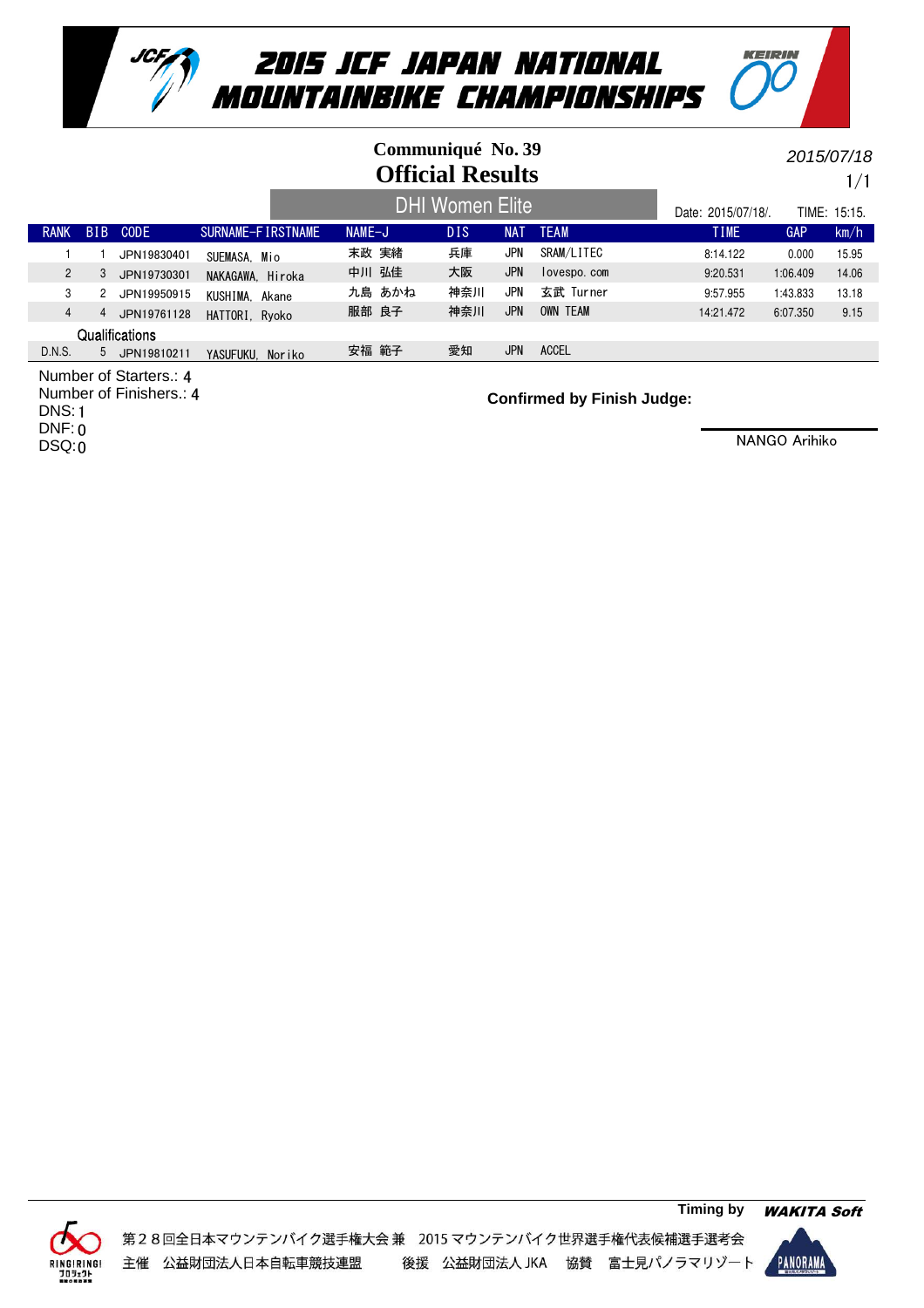# 2015 JCF JAPAN NATIONAL MOUNTAINBIKE CHAMPIONSHIPS

**Communiqué No. 39**

## Official Results

2015/07/18

### DHI Women Elite

Date: 2015/07/18/. TIME: 15:15.

| RANK | BIB | CODE | SURNAME-FIRSTNAME | NAME-J | DIS | NAT | TEAM | TIME | GAP | km/h |
|---|---|---|---|---|---|---|---|---|---|---|
| 1 | 1 | JPN19830401 | SUEMASA, Mio | 末政 実緒 | 兵庫 | JPN | SRAM/LITEC | 8:14.122 | 0.000 | 15.95 |
| 2 | 3 | JPN19730301 | NAKAGAWA, Hiroka | 中川 弘佳 | 大阪 | JPN | lovespo.com | 9:20.531 | 1:06.409 | 14.06 |
| 3 | 2 | JPN19950915 | KUSHIMA, Akane | 九島 あかね | 神奈川 | JPN | 玄武 Turner | 9:57.955 | 1:43.833 | 13.18 |
| 4 | 4 | JPN19761128 | HATTORI, Ryoko | 服部 良子 | 神奈川 | JPN | OWN TEAM | 14:21.472 | 6:07.350 | 9.15 |
| Qualifications | | | | | | | | | | |
| D.N.S. | 5 | JPN19810211 | YASUFUKU, Noriko | 安福 範子 | 愛知 | JPN | ACCEL | | | |

Number of Starters.: 4
Number of Finishers.: 4
DNS: 1
DNF: 0
DSQ: 0

**Confirmed by Finish Judge:**

NANGO Arihiko

Timing by WAKITA Soft

第２８回全日本マウンテンバイク選手権大会 兼 2015 マウンテンバイク世界選手権代表候補選手選考会
主催 公益財団法人日本自転車競技連盟 後援 公益財団法人 JKA 協賛 富士見パノラマリゾート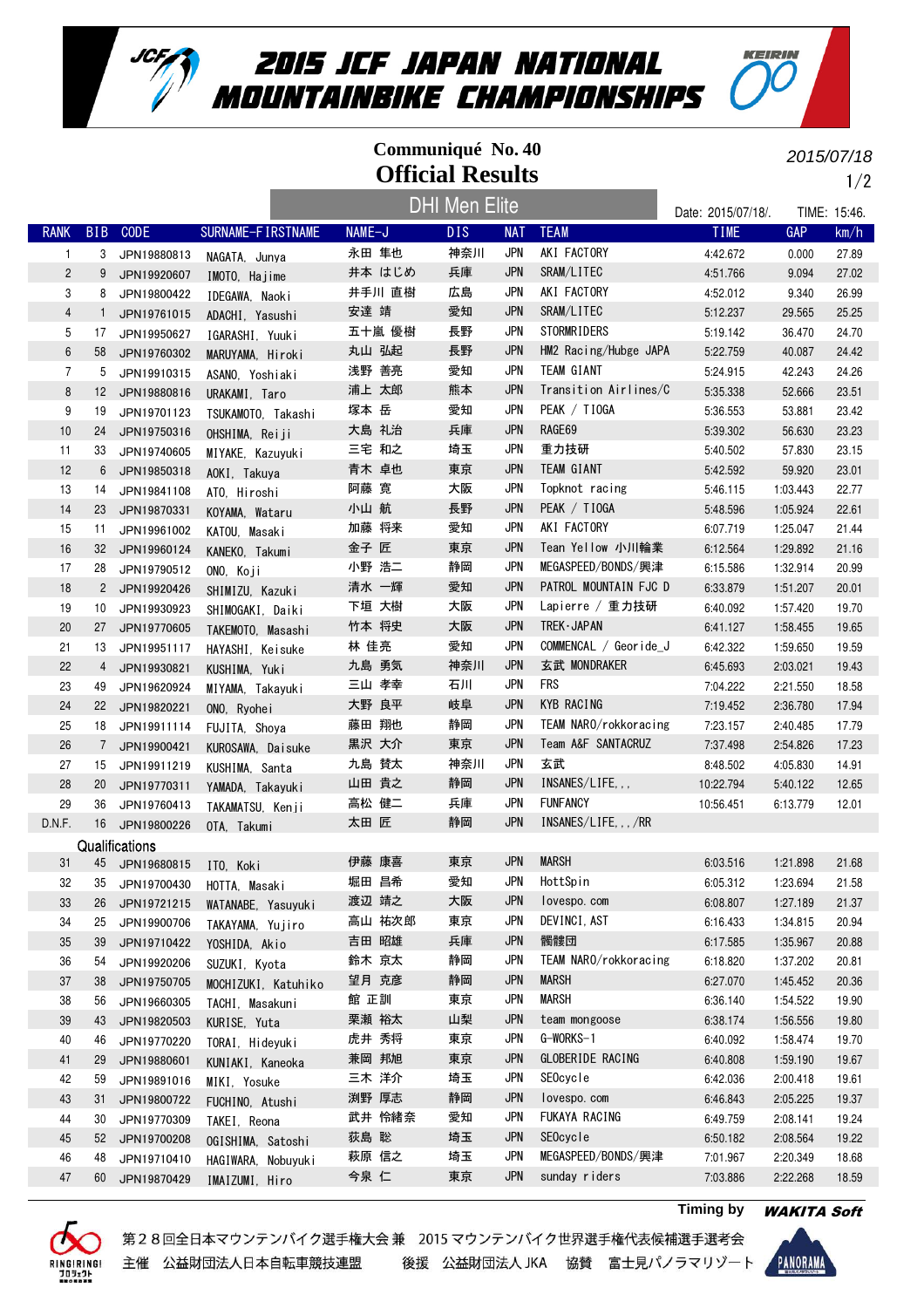# 2015 JCF JAPAN NATIONAL MOUNTAINBIKE CHAMPIONSHIPS

## Communiqué No. 40
## Official Results

2015/07/18

### DHI Men Elite

Date: 2015/07/18/. TIME: 15:46.

| RANK | BIB | CODE | SURNAME-FIRSTNAME | NAME-J | DIS | NAT | TEAM | TIME | GAP | km/h |
|---|---|---|---|---|---|---|---|---|---|---|
| 1 | 3 | JPN19880813 | NAGATA, Junya | 永田 隼也 | 神奈川 | JPN | AKI FACTORY | 4:42.672 | 0.000 | 27.89 |
| 2 | 9 | JPN19920607 | IMOTO, Hajime | 井本 はじめ | 兵庫 | JPN | SRAM/LITEC | 4:51.766 | 9.094 | 27.02 |
| 3 | 8 | JPN19800422 | IDEGAWA, Naoki | 井手川 直樹 | 広島 | JPN | AKI FACTORY | 4:52.012 | 9.340 | 26.99 |
| 4 | 1 | JPN19761015 | ADACHI, Yasushi | 安達 靖 | 愛知 | JPN | SRAM/LITEC | 5:12.237 | 29.565 | 25.25 |
| 5 | 17 | JPN19950627 | IGARASHI, Yuuki | 五十嵐 優樹 | 長野 | JPN | STORMRIDERS | 5:19.142 | 36.470 | 24.70 |
| 6 | 58 | JPN19760302 | MARUYAMA, Hiroki | 丸山 弘起 | 長野 | JPN | HM2 Racing/Hubge JAPA | 5:22.759 | 40.087 | 24.42 |
| 7 | 5 | JPN19910315 | ASANO, Yoshiaki | 浅野 善亮 | 愛知 | JPN | TEAM GIANT | 5:24.915 | 42.243 | 24.26 |
| 8 | 12 | JPN19880816 | URAKAMI, Taro | 浦上 太郎 | 熊本 | JPN | Transition Airlines/C | 5:35.338 | 52.666 | 23.51 |
| 9 | 19 | JPN19701123 | TSUKAMOTO, Takashi | 塚本 岳 | 愛知 | JPN | PEAK / TIOGA | 5:36.553 | 53.881 | 23.42 |
| 10 | 24 | JPN19750316 | OHSHIMA, Reiji | 大島 礼治 | 兵庫 | JPN | RAGE69 | 5:39.302 | 56.630 | 23.23 |
| 11 | 33 | JPN19740605 | MIYAKE, Kazuyuki | 三宅 和之 | 埼玉 | JPN | 重力技研 | 5:40.502 | 57.830 | 23.15 |
| 12 | 6 | JPN19850318 | AOKI, Takuya | 青木 卓也 | 東京 | JPN | TEAM GIANT | 5:42.592 | 59.920 | 23.01 |
| 13 | 14 | JPN19841108 | ATO, Hiroshi | 阿藤 寛 | 大阪 | JPN | Topknot racing | 5:46.115 | 1:03.443 | 22.77 |
| 14 | 23 | JPN19870331 | KOYAMA, Wataru | 小山 航 | 長野 | JPN | PEAK / TIOGA | 5:48.596 | 1:05.924 | 22.61 |
| 15 | 11 | JPN19961002 | KATOU, Masaki | 加藤 將来 | 愛知 | JPN | AKI FACTORY | 6:07.719 | 1:25.047 | 21.44 |
| 16 | 32 | JPN19960124 | KANEKO, Takumi | 金子 匠 | 東京 | JPN | Tean Yellow 小川輪業 | 6:12.564 | 1:29.892 | 21.16 |
| 17 | 28 | JPN19790512 | ONO, Koji | 小野 浩二 | 静岡 | JPN | MEGASPEED/BONDS/興津 | 6:15.586 | 1:32.914 | 20.99 |
| 18 | 2 | JPN19920426 | SHIMIZU, Kazuki | 清水 一輝 | 愛知 | JPN | PATROL MOUNTAIN FJC D | 6:33.879 | 1:51.207 | 20.01 |
| 19 | 10 | JPN19930923 | SHIMOGAKI, Daiki | 下垣 大樹 | 大阪 | JPN | Lapierre / 重力技研 | 6:40.092 | 1:57.420 | 19.70 |
| 20 | 27 | JPN19770605 | TAKEMOTO, Masashi | 竹本 将史 | 大阪 | JPN | TREK・JAPAN | 6:41.127 | 1:58.455 | 19.65 |
| 21 | 13 | JPN19951117 | HAYASHI, Keisuke | 林 佳亮 | 愛知 | JPN | COMMENCAL / Georide_J | 6:42.322 | 1:59.650 | 19.59 |
| 22 | 4 | JPN19930821 | KUSHIMA, Yuki | 九島 勇気 | 神奈川 | JPN | 玄武 MONDRAKER | 6:45.693 | 2:03.021 | 19.43 |
| 23 | 49 | JPN19620924 | MIYAMA, Takayuki | 三山 孝幸 | 石川 | JPN | FRS | 7:04.222 | 2:21.550 | 18.58 |
| 24 | 22 | JPN19820221 | ONO, Ryohei | 大野 良平 | 岐阜 | JPN | KYB RACING | 7:19.452 | 2:36.780 | 17.94 |
| 25 | 18 | JPN19911114 | FUJITA, Shoya | 藤田 翔也 | 静岡 | JPN | TEAM NARO/rokkoracing | 7:23.157 | 2:40.485 | 17.79 |
| 26 | 7 | JPN19900421 | KUROSAWA, Daisuke | 黒沢 大介 | 東京 | JPN | Team A&F SANTACRUZ | 7:37.498 | 2:54.826 | 17.23 |
| 27 | 15 | JPN19911219 | KUSHIMA, Santa | 九島 賛太 | 神奈川 | JPN | 玄武 | 8:48.502 | 4:05.830 | 14.91 |
| 28 | 20 | JPN19770311 | YAMADA, Takayuki | 山田 貴之 | 静岡 | JPN | INSANES/LIFE,., | 10:22.794 | 5:40.122 | 12.65 |
| 29 | 36 | JPN19760413 | TAKAMATSU, Kenji | 高松 健二 | 兵庫 | JPN | FUNFANCY | 10:56.451 | 6:13.779 | 12.01 |
| D.N.F. | 16 | JPN19800226 | OTA, Takumi | 太田 匠 | 静岡 | JPN | INSANES/LIFE,.,/RR | | | |
| **Qualifications** | | | | | | | | | | |
| 31 | 45 | JPN19680815 | ITO, Koki | 伊藤 康喜 | 東京 | JPN | MARSH | 6:03.516 | 1:21.898 | 21.68 |
| 32 | 35 | JPN19700430 | HOTTA, Masaki | 堀田 昌希 | 愛知 | JPN | HottSpin | 6:05.312 | 1:23.694 | 21.58 |
| 33 | 26 | JPN19721215 | WATANABE, Yasuyuki | 渡辺 靖之 | 大阪 | JPN | lovespo. com | 6:08.807 | 1:27.189 | 21.37 |
| 34 | 25 | JPN19900706 | TAKAYAMA, Yujiro | 高山 祐次郎 | 東京 | JPN | DEVINCI, AST | 6:16.433 | 1:34.815 | 20.94 |
| 35 | 39 | JPN19710422 | YOSHIDA, Akio | 吉田 昭雄 | 兵庫 | JPN | 髑髏団 | 6:17.585 | 1:35.967 | 20.88 |
| 36 | 54 | JPN19920206 | SUZUKI, Kyota | 鈴木 京太 | 静岡 | JPN | TEAM NARO/rokkoracing | 6:18.820 | 1:37.202 | 20.81 |
| 37 | 38 | JPN19750705 | MOCHIZUKI, Katuhiko | 望月 克彦 | 静岡 | JPN | MARSH | 6:27.070 | 1:45.452 | 20.36 |
| 38 | 56 | JPN19660305 | TACHI, Masakuni | 館 正訓 | 東京 | JPN | MARSH | 6:36.140 | 1:54.522 | 19.90 |
| 39 | 43 | JPN19820503 | KURISE, Yuta | 栗瀬 裕太 | 山梨 | JPN | team mongoose | 6:38.174 | 1:56.556 | 19.80 |
| 40 | 46 | JPN19770220 | TORAI, Hideyuki | 虎井 秀将 | 東京 | JPN | G-WORKS-1 | 6:40.092 | 1:58.474 | 19.70 |
| 41 | 29 | JPN19880601 | KUNIAKI, Kaneoka | 兼岡 邦旭 | 東京 | JPN | GLOBERIDE RACING | 6:40.808 | 1:59.190 | 19.67 |
| 42 | 59 | JPN19891016 | MIKI, Yosuke | 三木 洋介 | 埼玉 | JPN | SEOcycle | 6:42.036 | 2:00.418 | 19.61 |
| 43 | 31 | JPN19800722 | FUCHINO, Atushi | 渕野 厚志 | 静岡 | JPN | lovespo. com | 6:46.843 | 2:05.225 | 19.37 |
| 44 | 30 | JPN19770309 | TAKEI, Reona | 武井 怜緒奈 | 愛知 | JPN | FUKAYA RACING | 6:49.759 | 2:08.141 | 19.24 |
| 45 | 52 | JPN19700208 | OGISHIMA, Satoshi | 荻島 聡 | 埼玉 | JPN | SEOcycle | 6:50.182 | 2:08.564 | 19.22 |
| 46 | 48 | JPN19710410 | HAGIWARA, Nobuyuki | 萩原 信之 | 埼玉 | JPN | MEGASPEED/BONDS/興津 | 7:01.967 | 2:20.349 | 18.68 |
| 47 | 60 | JPN19870429 | IMAIZUMI, Hiro | 今泉 仁 | 東京 | JPN | sunday riders | 7:03.886 | 2:22.268 | 18.59 |

Timing by WAKITA Soft

第２８回全日本マウンテンバイク選手権大会 兼　2015 マウンテンバイク世界選手権代表候補選手選考会
主催　公益財団法人日本自転車競技連盟　　後援　公益財団法人 JKA　　協賛　富士見パノラマリゾート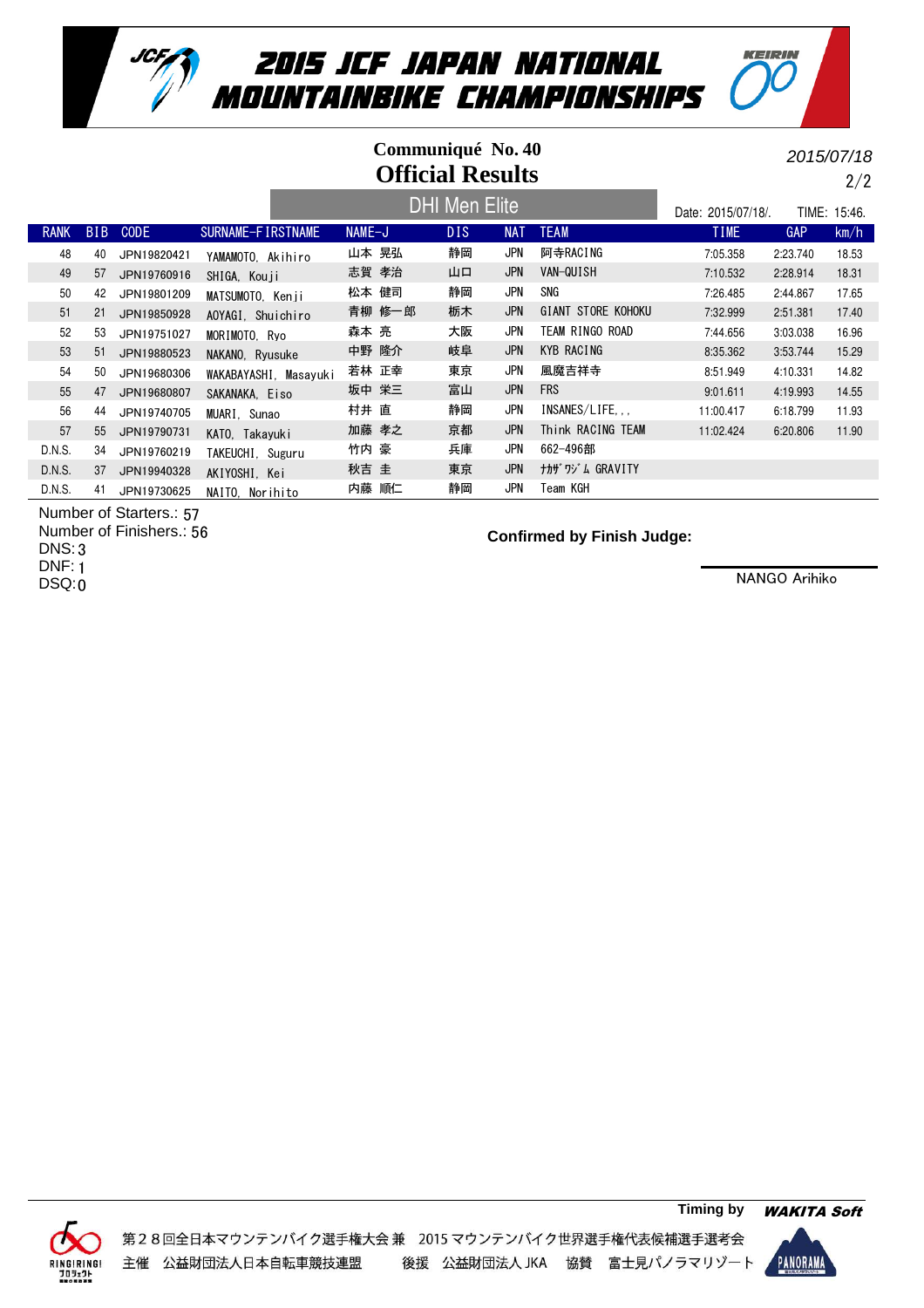# 2015 JCF JAPAN NATIONAL MOUNTAINBIKE CHAMPIONSHIPS

**Communiqué No. 40**
**Official Results**

2015/07/18

## DHI Men Elite

Date: 2015/07/18/. TIME: 15:46.

| RANK | BIB | CODE | SURNAME-FIRSTNAME | NAME-J | DIS | NAT | TEAM | TIME | GAP | km/h |
|---|---|---|---|---|---|---|---|---|---|---|
| 48 | 40 | JPN19820421 | YAMAMOTO, Akihiro | 山本 晃弘 | 静岡 | JPN | 阿寺RACING | 7:05.358 | 2:23.740 | 18.53 |
| 49 | 57 | JPN19760916 | SHIGA, Kouji | 志賀 孝治 | 山口 | JPN | VAN-QUISH | 7:10.532 | 2:28.914 | 18.31 |
| 50 | 42 | JPN19801209 | MATSUMOTO, Kenji | 松本 健司 | 静岡 | JPN | SNG | 7:26.485 | 2:44.867 | 17.65 |
| 51 | 21 | JPN19850928 | AOYAGI, Shuichiro | 青柳 修一郎 | 栃木 | JPN | GIANT STORE KOHOKU | 7:32.999 | 2:51.381 | 17.40 |
| 52 | 53 | JPN19751027 | MORIMOTO, Ryo | 森本 亮 | 大阪 | JPN | TEAM RINGO ROAD | 7:44.656 | 3:03.038 | 16.96 |
| 53 | 51 | JPN19880523 | NAKANO, Ryusuke | 中野 隆介 | 岐阜 | JPN | KYB RACING | 8:35.362 | 3:53.744 | 15.29 |
| 54 | 50 | JPN19680306 | WAKABAYASHI, Masayuki | 若林 正幸 | 東京 | JPN | 風魔吉祥寺 | 8:51.949 | 4:10.331 | 14.82 |
| 55 | 47 | JPN19680807 | SAKANAKA, Eiso | 坂中 栄三 | 富山 | JPN | FRS | 9:01.611 | 4:19.993 | 14.55 |
| 56 | 44 | JPN19740705 | MUARI, Sunao | 村井 直 | 静岡 | JPN | INSANES/LIFE,,, | 11:00.417 | 6:18.799 | 11.93 |
| 57 | 55 | JPN19790731 | KATO, Takayuki | 加藤 孝之 | 京都 | JPN | Think RACING TEAM | 11:02.424 | 6:20.806 | 11.90 |
| D.N.S. | 34 | JPN19760219 | TAKEUCHI, Suguru | 竹内 豪 | 兵庫 | JPN | 662-496部 | | | |
| D.N.S. | 37 | JPN19940328 | AKIYOSHI, Kei | 秋吉 圭 | 東京 | JPN | ﾅｶｻﾞﾜｼﾞﾑ GRAVITY | | | |
| D.N.S. | 41 | JPN19730625 | NAITO, Norihito | 内藤 順仁 | 静岡 | JPN | Team KGH | | | |

Number of Starters.: 57
Number of Finishers.: 56
DNS: 3
DNF: 1
DSQ: 0

**Confirmed by Finish Judge:**

NANGO Arihiko

Timing by WAKITA Soft

第２８回全日本マウンテンバイク選手権大会 兼 2015 マウンテンバイク世界選手権代表候補選手選考会
主催 公益財団法人日本自転車競技連盟 後援 公益財団法人 JKA 協賛 富士見パノラマリゾート